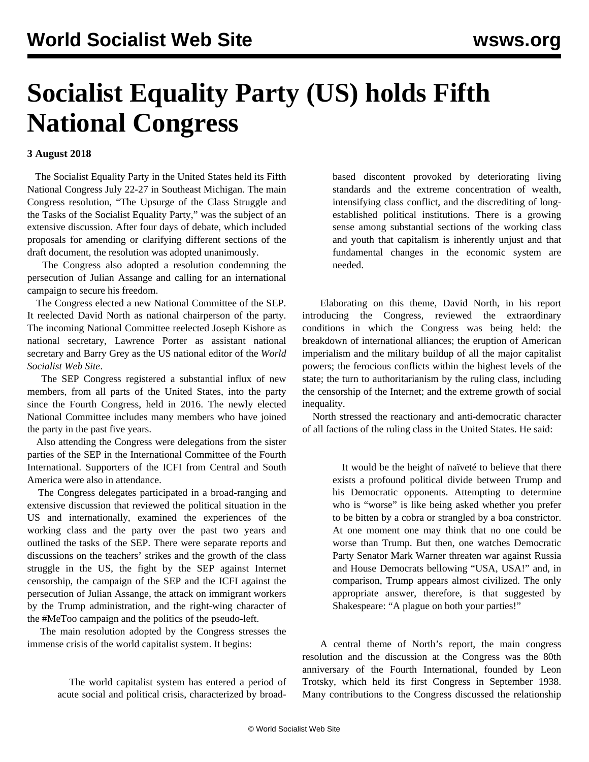# Socialist Equality Party (US) holds Fifth National Congress

**3 August 2018**

The Socialist Equality Party in the United States held its Fifth National Congress July 22-27 in Southeast Michigan. The main Congress resolution, "The Upsurge of the Class Struggle and the Tasks of the Socialist Equality Party," was the subject of an extensive discussion. After four days of debate, which included proposals for amending or clarifying different sections of the draft document, the resolution was adopted unanimously.

The Congress also adopted a resolution condemning the persecution of Julian Assange and calling for an international campaign to secure his freedom.

The Congress elected a new National Committee of the SEP. It reelected David North as national chairperson of the party. The incoming National Committee reelected Joseph Kishore as national secretary, Lawrence Porter as assistant national secretary and Barry Grey as the US national editor of the *World Socialist Web Site*.

The SEP Congress registered a substantial influx of new members, from all parts of the United States, into the party since the Fourth Congress, held in 2016. The newly elected National Committee includes many members who have joined the party in the past five years.

Also attending the Congress were delegations from the sister parties of the SEP in the International Committee of the Fourth International. Supporters of the ICFI from Central and South America were also in attendance.

The Congress delegates participated in a broad-ranging and extensive discussion that reviewed the political situation in the US and internationally, examined the experiences of the working class and the party over the past two years and outlined the tasks of the SEP. There were separate reports and discussions on the teachers' strikes and the growth of the class struggle in the US, the fight by the SEP against Internet censorship, the campaign of the SEP and the ICFI against the persecution of Julian Assange, the attack on immigrant workers by the Trump administration, and the right-wing character of the #MeToo campaign and the politics of the pseudo-left.

The main resolution adopted by the Congress stresses the immense crisis of the world capitalist system. It begins:

> The world capitalist system has entered a period of acute social and political crisis, characterized by broad-based discontent provoked by deteriorating living standards and the extreme concentration of wealth, intensifying class conflict, and the discrediting of long-established political institutions. There is a growing sense among substantial sections of the working class and youth that capitalism is inherently unjust and that fundamental changes in the economic system are needed.

Elaborating on this theme, David North, in his report introducing the Congress, reviewed the extraordinary conditions in which the Congress was being held: the breakdown of international alliances; the eruption of American imperialism and the military buildup of all the major capitalist powers; the ferocious conflicts within the highest levels of the state; the turn to authoritarianism by the ruling class, including the censorship of the Internet; and the extreme growth of social inequality.

North stressed the reactionary and anti-democratic character of all factions of the ruling class in the United States. He said:

> It would be the height of naïveté to believe that there exists a profound political divide between Trump and his Democratic opponents. Attempting to determine who is "worse" is like being asked whether you prefer to be bitten by a cobra or strangled by a boa constrictor. At one moment one may think that no one could be worse than Trump. But then, one watches Democratic Party Senator Mark Warner threaten war against Russia and House Democrats bellowing "USA, USA!" and, in comparison, Trump appears almost civilized. The only appropriate answer, therefore, is that suggested by Shakespeare: "A plague on both your parties!"

A central theme of North's report, the main congress resolution and the discussion at the Congress was the 80th anniversary of the Fourth International, founded by Leon Trotsky, which held its first Congress in September 1938. Many contributions to the Congress discussed the relationship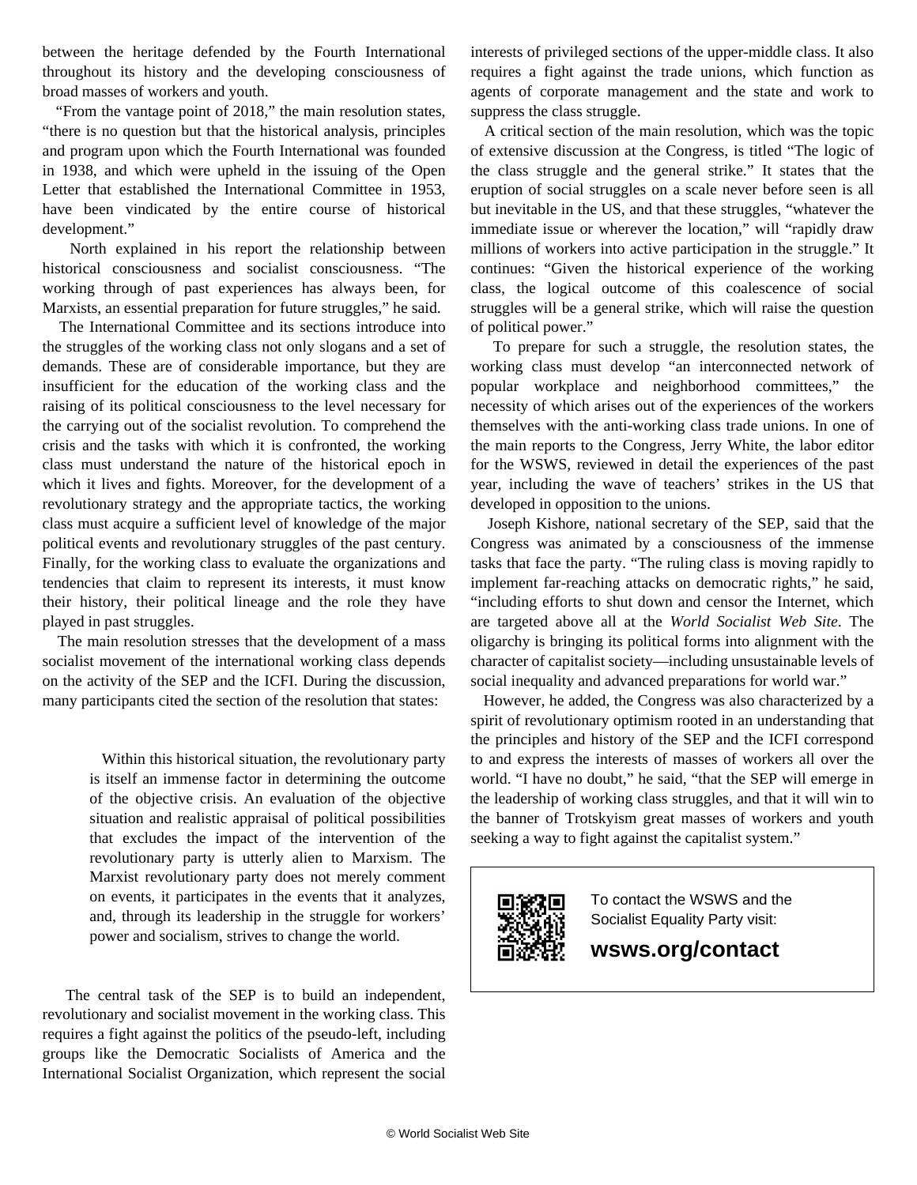between the heritage defended by the Fourth International throughout its history and the developing consciousness of broad masses of workers and youth.

"From the vantage point of 2018," the main resolution states, "there is no question but that the historical analysis, principles and program upon which the Fourth International was founded in 1938, and which were upheld in the issuing of the Open Letter that established the International Committee in 1953, have been vindicated by the entire course of historical development."

North explained in his report the relationship between historical consciousness and socialist consciousness. "The working through of past experiences has always been, for Marxists, an essential preparation for future struggles," he said.

The International Committee and its sections introduce into the struggles of the working class not only slogans and a set of demands. These are of considerable importance, but they are insufficient for the education of the working class and the raising of its political consciousness to the level necessary for the carrying out of the socialist revolution. To comprehend the crisis and the tasks with which it is confronted, the working class must understand the nature of the historical epoch in which it lives and fights. Moreover, for the development of a revolutionary strategy and the appropriate tactics, the working class must acquire a sufficient level of knowledge of the major political events and revolutionary struggles of the past century. Finally, for the working class to evaluate the organizations and tendencies that claim to represent its interests, it must know their history, their political lineage and the role they have played in past struggles.

The main resolution stresses that the development of a mass socialist movement of the international working class depends on the activity of the SEP and the ICFI. During the discussion, many participants cited the section of the resolution that states:

> Within this historical situation, the revolutionary party is itself an immense factor in determining the outcome of the objective crisis. An evaluation of the objective situation and realistic appraisal of political possibilities that excludes the impact of the intervention of the revolutionary party is utterly alien to Marxism. The Marxist revolutionary party does not merely comment on events, it participates in the events that it analyzes, and, through its leadership in the struggle for workers' power and socialism, strives to change the world.

The central task of the SEP is to build an independent, revolutionary and socialist movement in the working class. This requires a fight against the politics of the pseudo-left, including groups like the Democratic Socialists of America and the International Socialist Organization, which represent the social interests of privileged sections of the upper-middle class. It also requires a fight against the trade unions, which function as agents of corporate management and the state and work to suppress the class struggle.

A critical section of the main resolution, which was the topic of extensive discussion at the Congress, is titled "The logic of the class struggle and the general strike." It states that the eruption of social struggles on a scale never before seen is all but inevitable in the US, and that these struggles, "whatever the immediate issue or wherever the location," will "rapidly draw millions of workers into active participation in the struggle." It continues: "Given the historical experience of the working class, the logical outcome of this coalescence of social struggles will be a general strike, which will raise the question of political power."

To prepare for such a struggle, the resolution states, the working class must develop "an interconnected network of popular workplace and neighborhood committees," the necessity of which arises out of the experiences of the workers themselves with the anti-working class trade unions. In one of the main reports to the Congress, Jerry White, the labor editor for the WSWS, reviewed in detail the experiences of the past year, including the wave of teachers' strikes in the US that developed in opposition to the unions.

Joseph Kishore, national secretary of the SEP, said that the Congress was animated by a consciousness of the immense tasks that face the party. "The ruling class is moving rapidly to implement far-reaching attacks on democratic rights," he said, "including efforts to shut down and censor the Internet, which are targeted above all at the *World Socialist Web Site*. The oligarchy is bringing its political forms into alignment with the character of capitalist society—including unsustainable levels of social inequality and advanced preparations for world war."

However, he added, the Congress was also characterized by a spirit of revolutionary optimism rooted in an understanding that the principles and history of the SEP and the ICFI correspond to and express the interests of masses of workers all over the world. "I have no doubt," he said, "that the SEP will emerge in the leadership of working class struggles, and that it will win to the banner of Trotskyism great masses of workers and youth seeking a way to fight against the capitalist system."

To contact the WSWS and the Socialist Equality Party visit:

**wsws.org/contact**